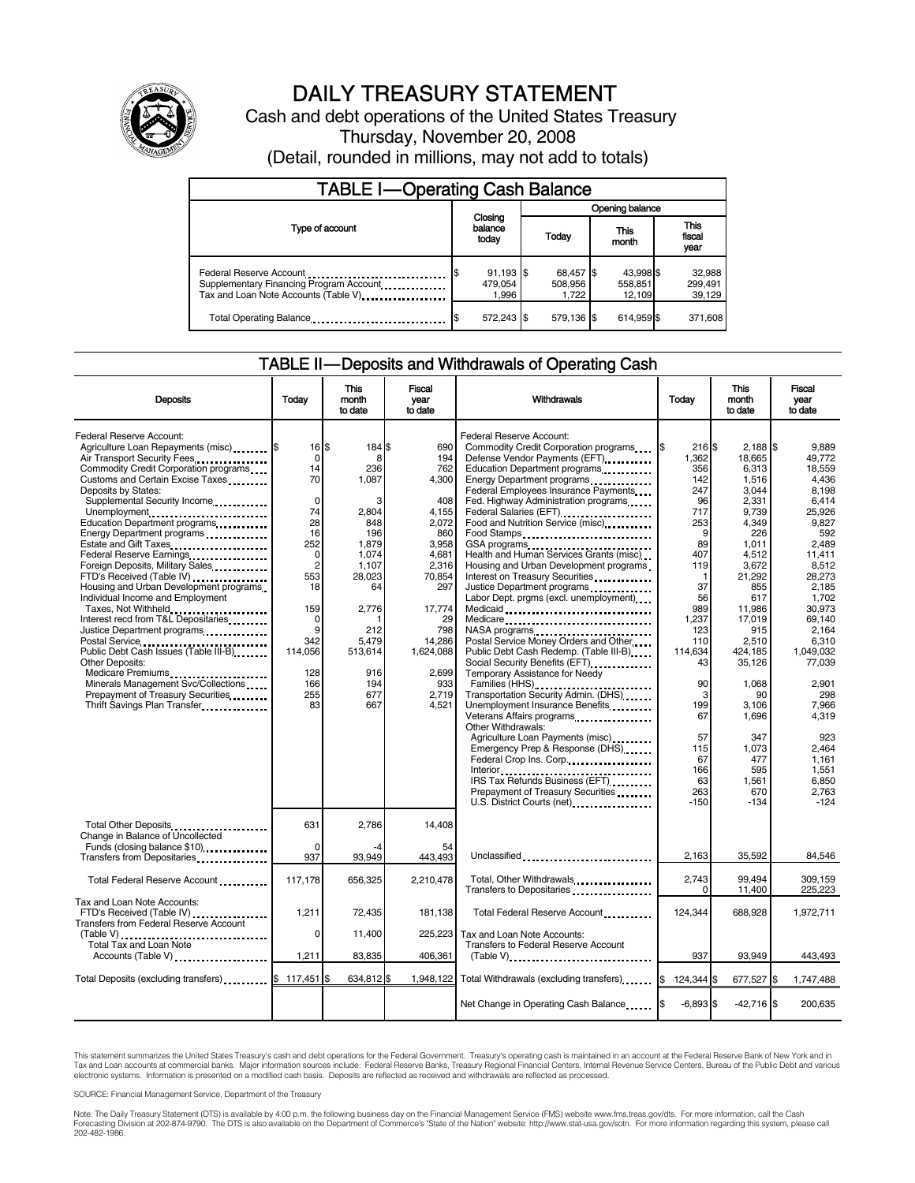# DAILY TREASURY STATEMENT

Cash and debt operations of the United States Treasury

Thursday, November 20, 2008

(Detail, rounded in millions, may not add to totals)

## TABLE I—Operating Cash Balance

| Type of account | Closing balance today | Opening balance Today | Opening balance This month | Opening balance This fiscal year |
|---|---|---|---|---|
| Federal Reserve Account | $ 91,193 | $ 68,457 | $ 43,998 | $ 32,988 |
| Supplementary Financing Program Account | 479,054 | 508,956 | 558,851 | 299,491 |
| Tax and Loan Note Accounts (Table V) | 1,996 | 1,722 | 12,109 | 39,129 |
| Total Operating Balance | $ 572,243 | $ 579,136 | $ 614,959 | $ 371,608 |

## TABLE II—Deposits and Withdrawals of Operating Cash

| Deposits | Today | This month to date | Fiscal year to date | Withdrawals | Today | This month to date | Fiscal year to date |
|---|---|---|---|---|---|---|---|
| Federal Reserve Account: | | | | Federal Reserve Account: | | | |
| Agriculture Loan Repayments (misc) | $ 16 | $ 184 | $ 690 | Commodity Credit Corporation programs | $ 216 | $ 2,188 | $ 9,889 |
| Air Transport Security Fees | 0 | 8 | 194 | Defense Vendor Payments (EFT) | 1,362 | 18,665 | 49,772 |
| Commodity Credit Corporation programs | 14 | 236 | 762 | Education Department programs | 356 | 6,313 | 18,559 |
| Customs and Certain Excise Taxes | 70 | 1,087 | 4,300 | Energy Department programs | 142 | 1,516 | 4,436 |
| Deposits by States: | | | | Federal Employees Insurance Payments | 247 | 3,044 | 8,198 |
| Supplemental Security Income | 0 | 3 | 408 | Fed. Highway Administration programs | 96 | 2,331 | 6,414 |
| Unemployment | 74 | 2,804 | 4,155 | Federal Salaries (EFT) | 717 | 9,739 | 25,926 |
| Education Department programs | 28 | 848 | 2,072 | Food and Nutrition Service (misc) | 253 | 4,349 | 9,827 |
| Energy Department programs | 16 | 196 | 860 | Food Stamps | 9 | 226 | 592 |
| Estate and Gift Taxes | 252 | 1,879 | 3,958 | GSA programs | 89 | 1,011 | 2,489 |
| Federal Reserve Earnings | 0 | 1,074 | 4,681 | Health and Human Services Grants (misc) | 407 | 4,512 | 11,411 |
| Foreign Deposits, Military Sales | 2 | 1,107 | 2,316 | Housing and Urban Development programs | 119 | 3,672 | 8,512 |
| FTD's Received (Table IV) | 553 | 28,023 | 70,854 | Interest on Treasury Securities | 1 | 21,292 | 28,273 |
| Housing and Urban Development programs | 18 | 64 | 297 | Justice Department programs | 37 | 855 | 2,185 |
| Individual Income and Employment | | | | Labor Dept. prgms (excl. unemployment) | 56 | 617 | 1,702 |
| Taxes, Not Withheld | 159 | 2,776 | 17,774 | Medicaid | 989 | 11,986 | 30,973 |
| Interest recd from T&L Depositaries | 0 | 1 | 29 | Medicare | 1,237 | 17,019 | 69,140 |
| Justice Department programs | 9 | 212 | 798 | NASA programs | 123 | 915 | 2,164 |
| Postal Service | 342 | 5,479 | 14,286 | Postal Service Money Orders and Other | 110 | 2,510 | 6,310 |
| Public Debt Cash Issues (Table III-B) | 114,056 | 513,614 | 1,624,088 | Public Debt Cash Redemp. (Table III-B) | 114,634 | 424,185 | 1,049,032 |
| Other Deposits: | | | | Social Security Benefits (EFT) | 43 | 35,126 | 77,039 |
| Medicare Premiums | 128 | 916 | 2,699 | Temporary Assistance for Needy | | | |
| Minerals Management Svc/Collections | 166 | 194 | 933 | Families (HHS) | 90 | 1,068 | 2,901 |
| Prepayment of Treasury Securities | 255 | 677 | 2,719 | Transportation Security Admin. (DHS) | 3 | 90 | 298 |
| Thrift Savings Plan Transfer | 83 | 667 | 4,521 | Unemployment Insurance Benefits | 199 | 3,106 | 7,966 |
| | | | | Veterans Affairs programs | 67 | 1,696 | 4,319 |
| | | | | Other Withdrawals: | | | |
| | | | | Agriculture Loan Payments (misc) | 57 | 347 | 923 |
| | | | | Emergency Prep & Response (DHS) | 115 | 1,073 | 2,464 |
| | | | | Federal Crop Ins. Corp. | 67 | 477 | 1,161 |
| | | | | Interior | 166 | 595 | 1,551 |
| | | | | IRS Tax Refunds Business (EFT) | 63 | 1,561 | 6,850 |
| | | | | Prepayment of Treasury Securities | 263 | 670 | 2,763 |
| | | | | U.S. District Courts (net) | -150 | -134 | -124 |
| Total Other Deposits | 631 | 2,786 | 14,408 | | | | |
| Change in Balance of Uncollected Funds (closing balance $10) | 0 | -4 | 54 | | | | |
| Transfers from Depositaries | 937 | 93,949 | 443,493 | Unclassified | 2,163 | 35,592 | 84,546 |
| Total Federal Reserve Account | 117,178 | 656,325 | 2,210,478 | Total, Other Withdrawals | 2,743 | 99,494 | 309,159 |
| | | | | Transfers to Depositaries | 0 | 11,400 | 225,223 |
| Tax and Loan Note Accounts: | | | | | | | |
| FTD's Received (Table IV) | 1,211 | 72,435 | 181,138 | Total Federal Reserve Account | 124,344 | 688,928 | 1,972,711 |
| Transfers from Federal Reserve Account (Table V) | 0 | 11,400 | 225,223 | Tax and Loan Note Accounts: | | | |
| Total Tax and Loan Note Accounts (Table V) | 1,211 | 83,835 | 406,361 | Transfers to Federal Reserve Account (Table V) | 937 | 93,949 | 443,493 |
| Total Deposits (excluding transfers) | $ 117,451 | $ 634,812 | $ 1,948,122 | Total Withdrawals (excluding transfers) | $ 124,344 | $ 677,527 | $ 1,747,488 |
| | | | | Net Change in Operating Cash Balance | $ -6,893 | $ -42,716 | $ 200,635 |

This statement summarizes the United States Treasury's cash and debt operations for the Federal Government. Treasury's operating cash is maintained in an account at the Federal Reserve Bank of New York and in Tax and Loan accounts at commercial banks. Major information sources include: Federal Reserve Banks, Treasury Regional Financial Centers, Internal Revenue Service Centers, Bureau of the Public Debt and various electronic systems. Information is presented on a modified cash basis. Deposits are reflected as received and withdrawals are reflected as processed.

SOURCE: Financial Management Service, Department of the Treasury

Note: The Daily Treasury Statement (DTS) is available by 4:00 p.m. the following business day on the Financial Management Service (FMS) website www.fms.treas.gov/dts. For more information, call the Cash Forecasting Division at 202-874-9790. The DTS is also available on the Department of Commerce's "State of the Nation" website: http://www.stat-usa.gov/sotn. For more information regarding this system, please call 202-482-1986.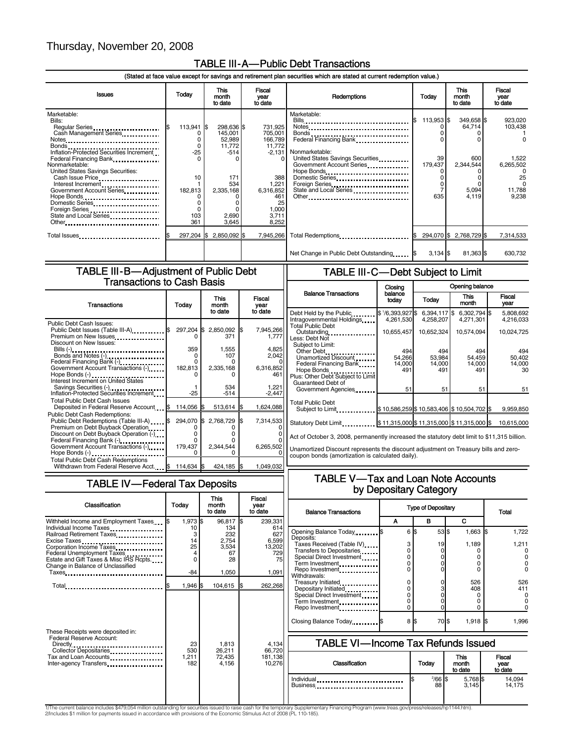Thursday, November 20, 2008

## TABLE III-A—Public Debt Transactions

(Stated at face value except for savings and retirement plan securities which are stated at current redemption value.)

| Issues | Today | This month to date | Fiscal year to date |
|---|---|---|---|
| Marketable: | | | |
| Bills: | | | |
| Regular Series | $ 113,941 | $ 298,636 | $ 731,925 |
| Cash Management Series | 0 | 145,001 | 705,001 |
| Notes | 0 | 52,989 | 166,789 |
| Bonds | 0 | 11,772 | 11,772 |
| Inflation-Protected Securities Increment | -25 | -514 | -2,131 |
| Federal Financing Bank | 0 | 0 | 0 |
| Nonmarketable: | | | |
| United States Savings Securities: | | | |
| Cash Issue Price | 10 | 171 | 388 |
| Interest Increment | 1 | 534 | 1,221 |
| Government Account Series | 182,813 | 2,335,168 | 6,316,852 |
| Hope Bonds | 0 | 0 | 461 |
| Domestic Series | 0 | 0 | 25 |
| Foreign Series | 0 | 0 | 1,000 |
| State and Local Series | 103 | 2,690 | 3,711 |
| Other | 361 | 3,645 | 8,252 |
| Total Issues | $ 297,204 | $ 2,850,092 | $ 7,945,266 |

| Redemptions | Today | This month to date | Fiscal year to date |
|---|---|---|---|
| Marketable: | | | |
| Bills | $ 113,953 | $ 349,658 | $ 923,020 |
| Notes | 0 | 64,714 | 103,438 |
| Bonds | 0 | 0 | 1 |
| Federal Financing Bank | 0 | 0 | 0 |
| Nonmarketable: | | | |
| United States Savings Securities | 39 | 600 | 1,522 |
| Government Account Series | 179,437 | 2,344,544 | 6,265,502 |
| Hope Bonds | 0 | 0 | 0 |
| Domestic Series | 0 | 0 | 25 |
| Foreign Series | 0 | 0 | 0 |
| State and Local Series | 7 | 5,094 | 11,788 |
| Other | 635 | 4,119 | 9,238 |
| Total Redemptions | $ 294,070 | $ 2,768,729 | $ 7,314,533 |
| Net Change in Public Debt Outstanding | $ 3,134 | $ 81,363 | $ 630,732 |

## TABLE III-B—Adjustment of Public Debt Transactions to Cash Basis

| Transactions | Today | This month to date | Fiscal year to date |
|---|---|---|---|
| Public Debt Cash Issues: | | | |
| Public Debt Issues (Table III-A) | $ 297,204 | $ 2,850,092 | $ 7,945,266 |
| Premium on New Issues | 0 | 371 | 1,777 |
| Discount on New Issues: | | | |
| Bills (-) | 359 | 1,555 | 4,825 |
| Bonds and Notes (-) | 0 | 107 | 2,042 |
| Federal Financing Bank (-) | 0 | 0 | 0 |
| Government Account Transactions (-) | 182,813 | 2,335,168 | 6,316,852 |
| Hope Bonds (-) | 0 | 0 | 461 |
| Interest Increment on United States Savings Securities (-) | 1 | 534 | 1,221 |
| Inflation-Protected Securities Increment | -25 | -514 | -2,447 |
| Total Public Debt Cash Issues Deposited in Federal Reserve Account | $ 114,056 | $ 513,614 | $ 1,624,088 |
| Public Debt Cash Redemptions: | | | |
| Public Debt Redemptions (Table III-A) | $ 294,070 | $ 2,768,729 | $ 7,314,533 |
| Premium on Debt Buyback Operation | 0 | 0 | 0 |
| Discount on Debt Buyback Operation (-) | 0 | 0 | 0 |
| Federal Financing Bank (-) | 0 | 0 | 0 |
| Government Account Transactions (-) | 179,437 | 2,344,544 | 6,265,502 |
| Hope Bonds (-) | 0 | 0 | 0 |
| Total Public Debt Cash Redemptions Withdrawn from Federal Reserve Acct. | $ 114,634 | $ 424,185 | $ 1,049,032 |

## TABLE III-C—Debt Subject to Limit

| Balance Transactions | Closing balance today | Opening balance Today | Opening balance This month | Opening balance Fiscal year |
|---|---|---|---|---|
| Debt Held by the Public | $ [1]6,393,927 | $ 6,394,117 | $ 6,302,794 | $ 5,808,692 |
| Intragovernmental Holdings | 4,261,530 | 4,258,207 | 4,271,301 | 4,216,033 |
| Total Public Debt Outstanding | 10,655,457 | 10,652,324 | 10,574,094 | 10,024,725 |
| Less: Debt Not Subject to Limit: | | | | |
| Other Debt | 494 | 494 | 494 | 494 |
| Unamortized Discount | 54,266 | 53,984 | 54,459 | 50,402 |
| Federal Financing Bank | 14,000 | 14,000 | 14,000 | 14,000 |
| Hope Bonds | 491 | 491 | 491 | 30 |
| Plus: Other Debt Subject to Limit | | | | |
| Guaranteed Debt of Government Agencies | 51 | 51 | 51 | 51 |
| Total Public Debt Subject to Limit | $ 10,586,259 | $ 10,583,406 | $ 10,504,702 | $ 9,959,850 |
| Statutory Debt Limit | $ 11,315,000 | $ 11,315,000 | $ 11,315,000 | $ 10,615,000 |

Act of October 3, 2008, permanently increased the statutory debt limit to $11,315 billion.

Unamortized Discount represents the discount adjustment on Treasury bills and zero-coupon bonds (amortization is calculated daily).

## TABLE IV—Federal Tax Deposits

| Classification | Today | This month to date | Fiscal year to date |
|---|---|---|---|
| Withheld Income and Employment Taxes | $ 1,973 | $ 96,817 | $ 239,331 |
| Individual Income Taxes | 10 | 134 | 614 |
| Railroad Retirement Taxes | 3 | 232 | 627 |
| Excise Taxes | 14 | 2,754 | 6,599 |
| Corporation Income Taxes | 25 | 3,534 | 13,202 |
| Federal Unemployment Taxes | 4 | 67 | 729 |
| Estate and Gift Taxes & Misc IRS Rcpts. | 0 | 28 | 75 |
| Change in Balance of Unclassified Taxes | -84 | 1,050 | 1,091 |
| Total | $ 1,946 | $ 104,615 | $ 262,268 |
| These Receipts were deposited in: | | | |
| Federal Reserve Account: | | | |
| Directly | 23 | 1,813 | 4,134 |
| Collector Depositaries | 530 | 26,211 | 66,720 |
| Tax and Loan Accounts | 1,211 | 72,435 | 181,138 |
| Inter-agency Transfers | 182 | 4,156 | 10,276 |

## TABLE V—Tax and Loan Note Accounts by Depositary Category

| Balance Transactions | Type of Depositary A | Type of Depositary B | Type of Depositary C | Total |
|---|---|---|---|---|
| Opening Balance Today | $ 6 | $ 53 | $ 1,663 | $ 1,722 |
| Deposits: | | | | |
| Taxes Received (Table IV) | 3 | 19 | 1,189 | 1,211 |
| Transfers to Depositaries | 0 | 0 | 0 | 0 |
| Special Direct Investment | 0 | 0 | 0 | 0 |
| Term Investment | 0 | 0 | 0 | 0 |
| Repo Investment | 0 | 0 | 0 | 0 |
| Withdrawals: | | | | |
| Treasury Initiated | 0 | 0 | 526 | 526 |
| Depositary Initiated | 0 | 3 | 408 | 411 |
| Special Direct Investment | 0 | 0 | 0 | 0 |
| Term Investment | 0 | 0 | 0 | 0 |
| Repo Investment | 0 | 0 | 0 | 0 |
| Closing Balance Today | $ 8 | $ 70 | $ 1,918 | $ 1,996 |

## TABLE VI—Income Tax Refunds Issued

| Classification | Today | This month to date | Fiscal year to date |
|---|---|---|---|
| Individual | $ [2]66 | $ 5,768 | $ 14,094 |
| Business | 88 | 3,145 | 14,175 |

1/The current balance includes $479,054 million outstanding for securities issued to raise cash for the temporary Supplementary Financing Program (www.treas.gov/press/releases/hp1144.htm).
2/Includes $1 million for payments issued in accordance with provisions of the Economic Stimulus Act of 2008 (PL 110-185).